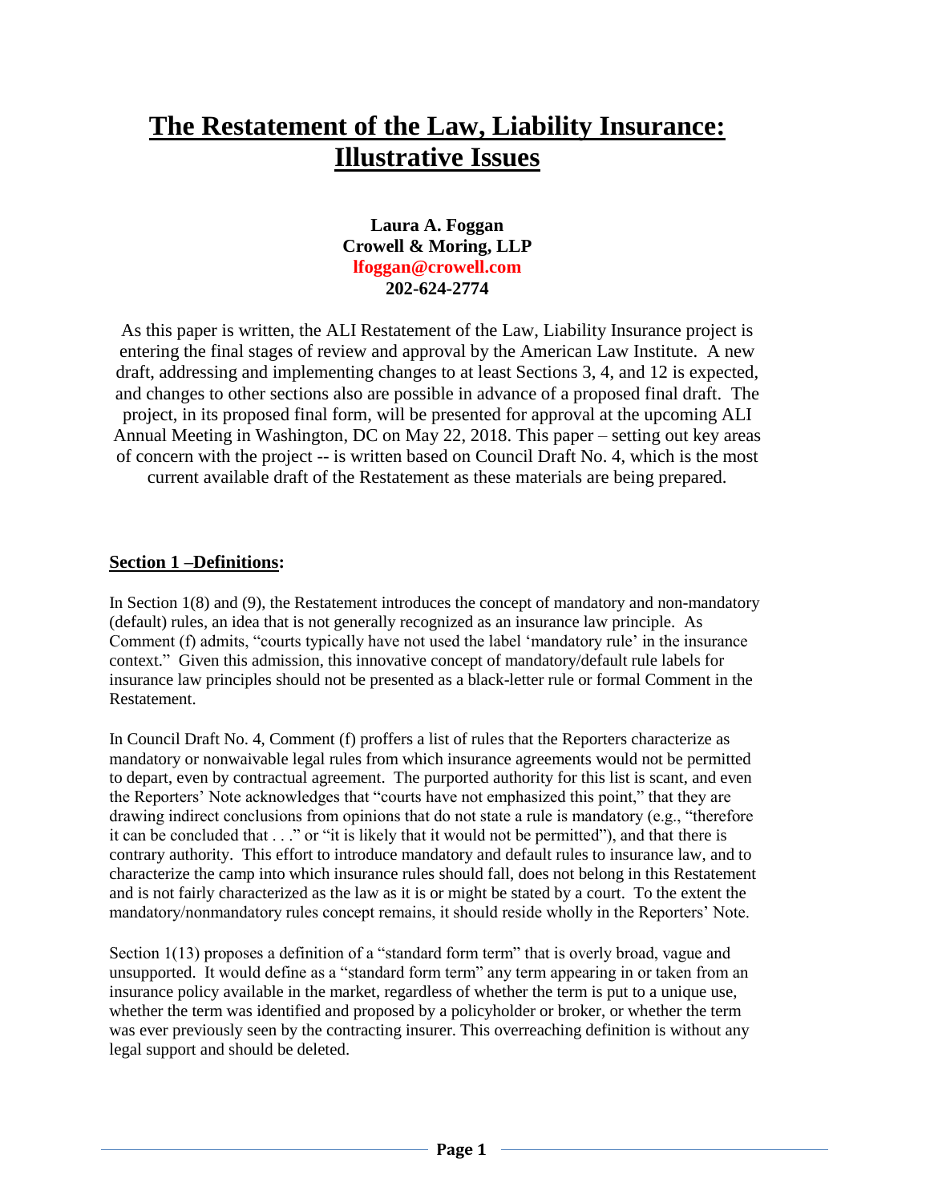# The Restatement of the Law, Liability Insurance: Illustrative Issues

**Laura A. Foggan**
**Crowell & Moring, LLP**
**lfoggan@crowell.com**
**202-624-2774**

As this paper is written, the ALI Restatement of the Law, Liability Insurance project is entering the final stages of review and approval by the American Law Institute. A new draft, addressing and implementing changes to at least Sections 3, 4, and 12 is expected, and changes to other sections also are possible in advance of a proposed final draft. The project, in its proposed final form, will be presented for approval at the upcoming ALI Annual Meeting in Washington, DC on May 22, 2018. This paper – setting out key areas of concern with the project -- is written based on Council Draft No. 4, which is the most current available draft of the Restatement as these materials are being prepared.

## Section 1 –Definitions:

In Section 1(8) and (9), the Restatement introduces the concept of mandatory and non-mandatory (default) rules, an idea that is not generally recognized as an insurance law principle. As Comment (f) admits, "courts typically have not used the label 'mandatory rule' in the insurance context." Given this admission, this innovative concept of mandatory/default rule labels for insurance law principles should not be presented as a black-letter rule or formal Comment in the Restatement.

In Council Draft No. 4, Comment (f) proffers a list of rules that the Reporters characterize as mandatory or nonwaivable legal rules from which insurance agreements would not be permitted to depart, even by contractual agreement. The purported authority for this list is scant, and even the Reporters' Note acknowledges that "courts have not emphasized this point," that they are drawing indirect conclusions from opinions that do not state a rule is mandatory (e.g., "therefore it can be concluded that . . ." or "it is likely that it would not be permitted"), and that there is contrary authority. This effort to introduce mandatory and default rules to insurance law, and to characterize the camp into which insurance rules should fall, does not belong in this Restatement and is not fairly characterized as the law as it is or might be stated by a court. To the extent the mandatory/nonmandatory rules concept remains, it should reside wholly in the Reporters' Note.

Section 1(13) proposes a definition of a "standard form term" that is overly broad, vague and unsupported. It would define as a "standard form term" any term appearing in or taken from an insurance policy available in the market, regardless of whether the term is put to a unique use, whether the term was identified and proposed by a policyholder or broker, or whether the term was ever previously seen by the contracting insurer. This overreaching definition is without any legal support and should be deleted.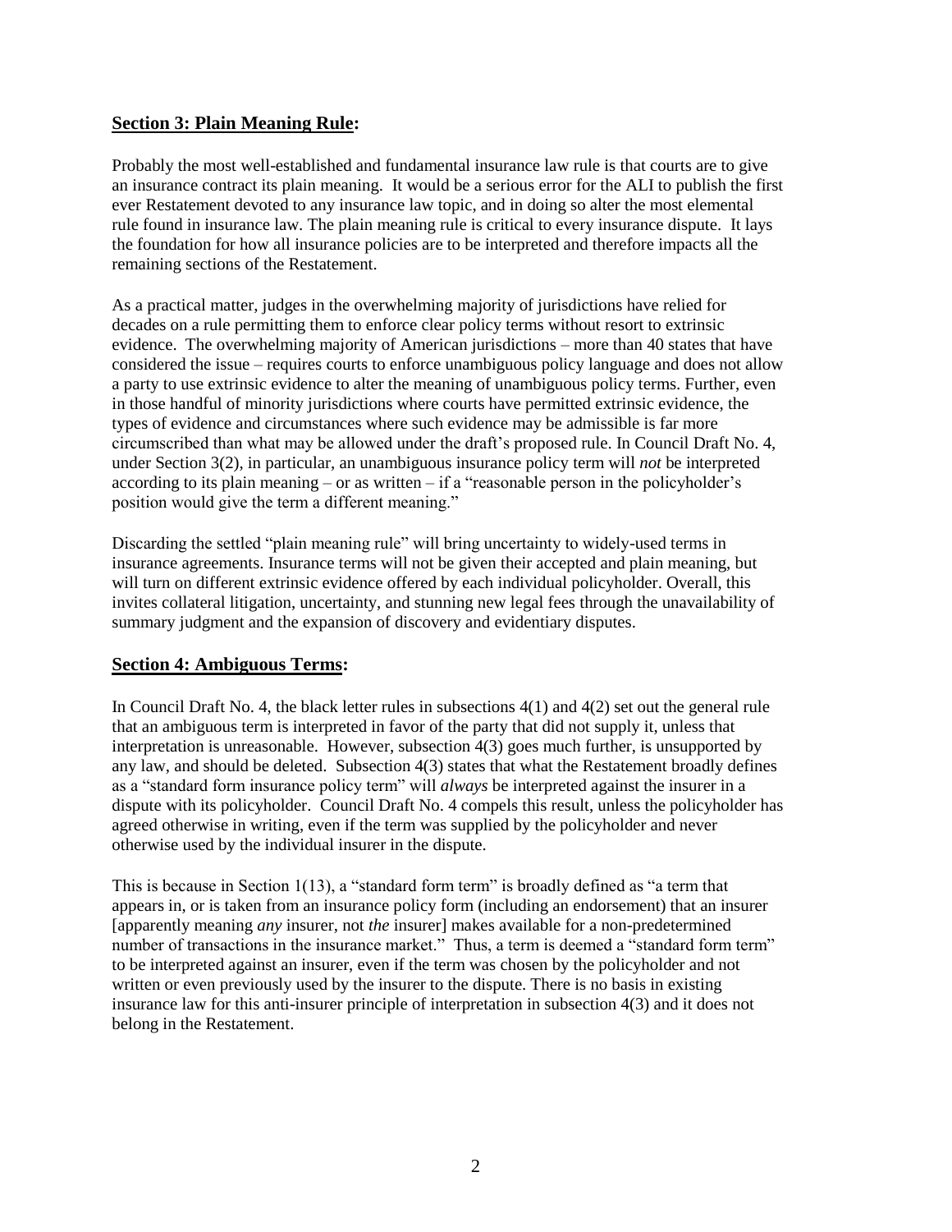## <u>**Section 3: Plain Meaning Rule**</u>:

Probably the most well-established and fundamental insurance law rule is that courts are to give an insurance contract its plain meaning. It would be a serious error for the ALI to publish the first ever Restatement devoted to any insurance law topic, and in doing so alter the most elemental rule found in insurance law. The plain meaning rule is critical to every insurance dispute. It lays the foundation for how all insurance policies are to be interpreted and therefore impacts all the remaining sections of the Restatement.

As a practical matter, judges in the overwhelming majority of jurisdictions have relied for decades on a rule permitting them to enforce clear policy terms without resort to extrinsic evidence. The overwhelming majority of American jurisdictions – more than 40 states that have considered the issue – requires courts to enforce unambiguous policy language and does not allow a party to use extrinsic evidence to alter the meaning of unambiguous policy terms. Further, even in those handful of minority jurisdictions where courts have permitted extrinsic evidence, the types of evidence and circumstances where such evidence may be admissible is far more circumscribed than what may be allowed under the draft's proposed rule. In Council Draft No. 4, under Section 3(2), in particular, an unambiguous insurance policy term will *not* be interpreted according to its plain meaning – or as written – if a "reasonable person in the policyholder's position would give the term a different meaning."

Discarding the settled "plain meaning rule" will bring uncertainty to widely-used terms in insurance agreements. Insurance terms will not be given their accepted and plain meaning, but will turn on different extrinsic evidence offered by each individual policyholder. Overall, this invites collateral litigation, uncertainty, and stunning new legal fees through the unavailability of summary judgment and the expansion of discovery and evidentiary disputes.

## <u>**Section 4: Ambiguous Terms**</u>:

In Council Draft No. 4, the black letter rules in subsections 4(1) and 4(2) set out the general rule that an ambiguous term is interpreted in favor of the party that did not supply it, unless that interpretation is unreasonable. However, subsection 4(3) goes much further, is unsupported by any law, and should be deleted. Subsection 4(3) states that what the Restatement broadly defines as a "standard form insurance policy term" will *always* be interpreted against the insurer in a dispute with its policyholder. Council Draft No. 4 compels this result, unless the policyholder has agreed otherwise in writing, even if the term was supplied by the policyholder and never otherwise used by the individual insurer in the dispute.

This is because in Section 1(13), a "standard form term" is broadly defined as "a term that appears in, or is taken from an insurance policy form (including an endorsement) that an insurer [apparently meaning *any* insurer, not *the* insurer] makes available for a non-predetermined number of transactions in the insurance market." Thus, a term is deemed a "standard form term" to be interpreted against an insurer, even if the term was chosen by the policyholder and not written or even previously used by the insurer to the dispute. There is no basis in existing insurance law for this anti-insurer principle of interpretation in subsection 4(3) and it does not belong in the Restatement.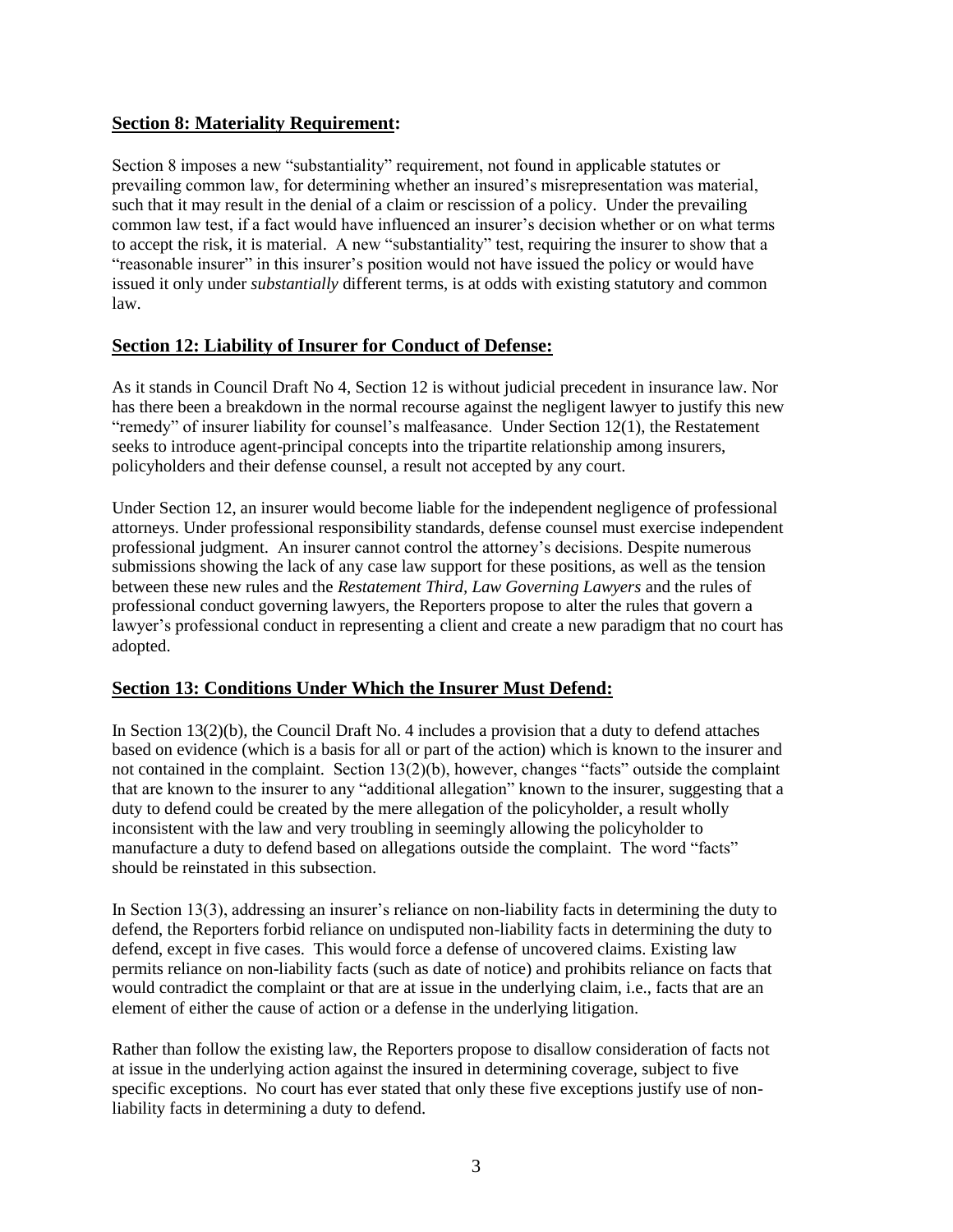## **Section 8: Materiality Requirement:**

Section 8 imposes a new "substantiality" requirement, not found in applicable statutes or prevailing common law, for determining whether an insured's misrepresentation was material, such that it may result in the denial of a claim or rescission of a policy. Under the prevailing common law test, if a fact would have influenced an insurer's decision whether or on what terms to accept the risk, it is material. A new "substantiality" test, requiring the insurer to show that a "reasonable insurer" in this insurer's position would not have issued the policy or would have issued it only under *substantially* different terms, is at odds with existing statutory and common law.

## **Section 12: Liability of Insurer for Conduct of Defense:**

As it stands in Council Draft No 4, Section 12 is without judicial precedent in insurance law. Nor has there been a breakdown in the normal recourse against the negligent lawyer to justify this new "remedy" of insurer liability for counsel's malfeasance. Under Section 12(1), the Restatement seeks to introduce agent-principal concepts into the tripartite relationship among insurers, policyholders and their defense counsel, a result not accepted by any court.

Under Section 12, an insurer would become liable for the independent negligence of professional attorneys. Under professional responsibility standards, defense counsel must exercise independent professional judgment. An insurer cannot control the attorney's decisions. Despite numerous submissions showing the lack of any case law support for these positions, as well as the tension between these new rules and the *Restatement Third, Law Governing Lawyers* and the rules of professional conduct governing lawyers, the Reporters propose to alter the rules that govern a lawyer's professional conduct in representing a client and create a new paradigm that no court has adopted.

## **Section 13: Conditions Under Which the Insurer Must Defend:**

In Section 13(2)(b), the Council Draft No. 4 includes a provision that a duty to defend attaches based on evidence (which is a basis for all or part of the action) which is known to the insurer and not contained in the complaint. Section 13(2)(b), however, changes "facts" outside the complaint that are known to the insurer to any "additional allegation" known to the insurer, suggesting that a duty to defend could be created by the mere allegation of the policyholder, a result wholly inconsistent with the law and very troubling in seemingly allowing the policyholder to manufacture a duty to defend based on allegations outside the complaint. The word "facts" should be reinstated in this subsection.

In Section 13(3), addressing an insurer's reliance on non-liability facts in determining the duty to defend, the Reporters forbid reliance on undisputed non-liability facts in determining the duty to defend, except in five cases. This would force a defense of uncovered claims. Existing law permits reliance on non-liability facts (such as date of notice) and prohibits reliance on facts that would contradict the complaint or that are at issue in the underlying claim, i.e., facts that are an element of either the cause of action or a defense in the underlying litigation.

Rather than follow the existing law, the Reporters propose to disallow consideration of facts not at issue in the underlying action against the insured in determining coverage, subject to five specific exceptions. No court has ever stated that only these five exceptions justify use of non-liability facts in determining a duty to defend.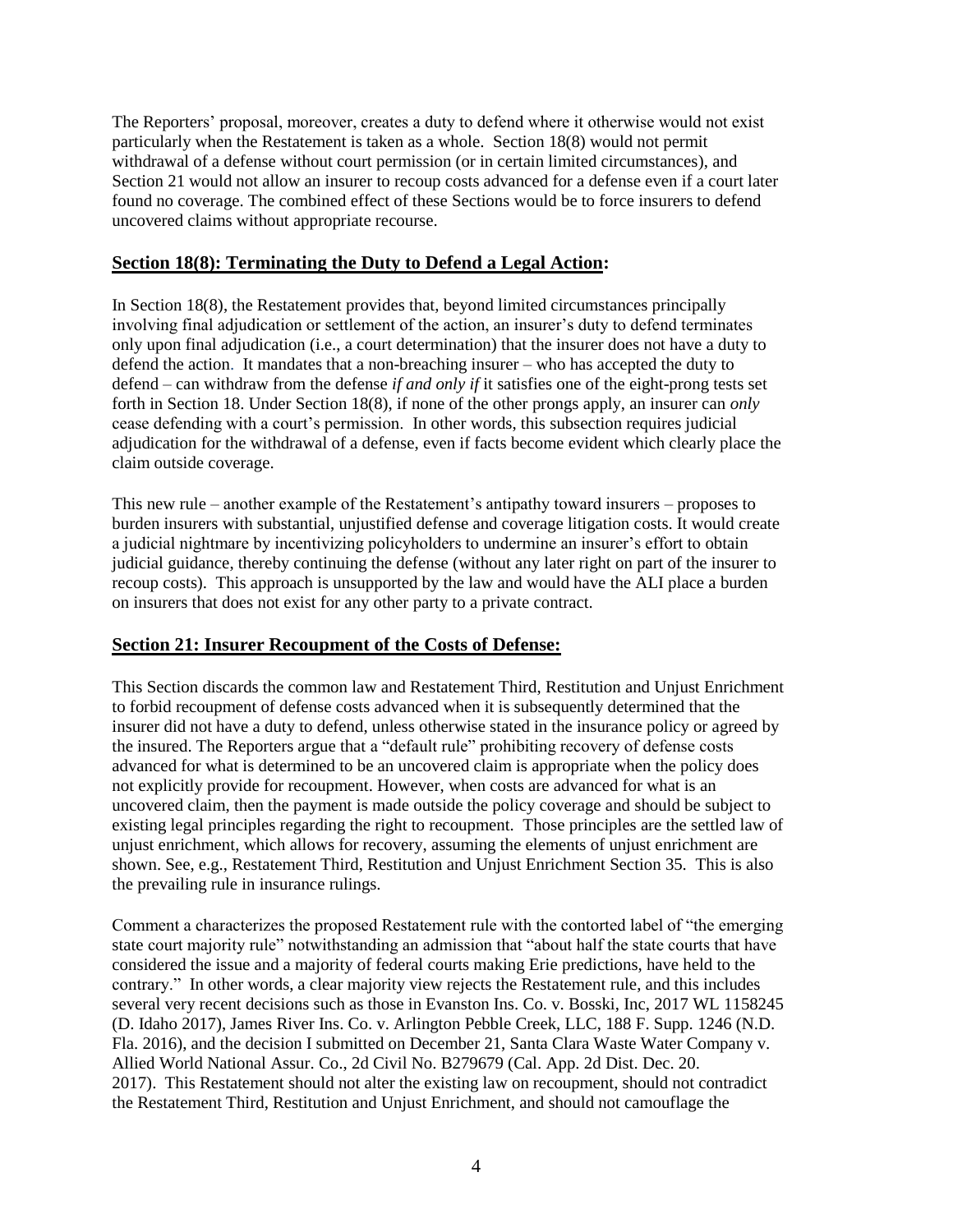The Reporters' proposal, moreover, creates a duty to defend where it otherwise would not exist particularly when the Restatement is taken as a whole. Section 18(8) would not permit withdrawal of a defense without court permission (or in certain limited circumstances), and Section 21 would not allow an insurer to recoup costs advanced for a defense even if a court later found no coverage. The combined effect of these Sections would be to force insurers to defend uncovered claims without appropriate recourse.

## **Section 18(8): Terminating the Duty to Defend a Legal Action:**

In Section 18(8), the Restatement provides that, beyond limited circumstances principally involving final adjudication or settlement of the action, an insurer's duty to defend terminates only upon final adjudication (i.e., a court determination) that the insurer does not have a duty to defend the action. It mandates that a non-breaching insurer – who has accepted the duty to defend – can withdraw from the defense *if and only if* it satisfies one of the eight-prong tests set forth in Section 18. Under Section 18(8), if none of the other prongs apply, an insurer can *only* cease defending with a court's permission. In other words, this subsection requires judicial adjudication for the withdrawal of a defense, even if facts become evident which clearly place the claim outside coverage.

This new rule – another example of the Restatement's antipathy toward insurers – proposes to burden insurers with substantial, unjustified defense and coverage litigation costs. It would create a judicial nightmare by incentivizing policyholders to undermine an insurer's effort to obtain judicial guidance, thereby continuing the defense (without any later right on part of the insurer to recoup costs). This approach is unsupported by the law and would have the ALI place a burden on insurers that does not exist for any other party to a private contract.

## **Section 21: Insurer Recoupment of the Costs of Defense:**

This Section discards the common law and Restatement Third, Restitution and Unjust Enrichment to forbid recoupment of defense costs advanced when it is subsequently determined that the insurer did not have a duty to defend, unless otherwise stated in the insurance policy or agreed by the insured. The Reporters argue that a "default rule" prohibiting recovery of defense costs advanced for what is determined to be an uncovered claim is appropriate when the policy does not explicitly provide for recoupment. However, when costs are advanced for what is an uncovered claim, then the payment is made outside the policy coverage and should be subject to existing legal principles regarding the right to recoupment. Those principles are the settled law of unjust enrichment, which allows for recovery, assuming the elements of unjust enrichment are shown. See, e.g., Restatement Third, Restitution and Unjust Enrichment Section 35. This is also the prevailing rule in insurance rulings.

Comment a characterizes the proposed Restatement rule with the contorted label of "the emerging state court majority rule" notwithstanding an admission that "about half the state courts that have considered the issue and a majority of federal courts making Erie predictions, have held to the contrary." In other words, a clear majority view rejects the Restatement rule, and this includes several very recent decisions such as those in Evanston Ins. Co. v. Bosski, Inc, 2017 WL 1158245 (D. Idaho 2017), James River Ins. Co. v. Arlington Pebble Creek, LLC, 188 F. Supp. 1246 (N.D. Fla. 2016), and the decision I submitted on December 21, Santa Clara Waste Water Company v. Allied World National Assur. Co., 2d Civil No. B279679 (Cal. App. 2d Dist. Dec. 20. 2017). This Restatement should not alter the existing law on recoupment, should not contradict the Restatement Third, Restitution and Unjust Enrichment, and should not camouflage the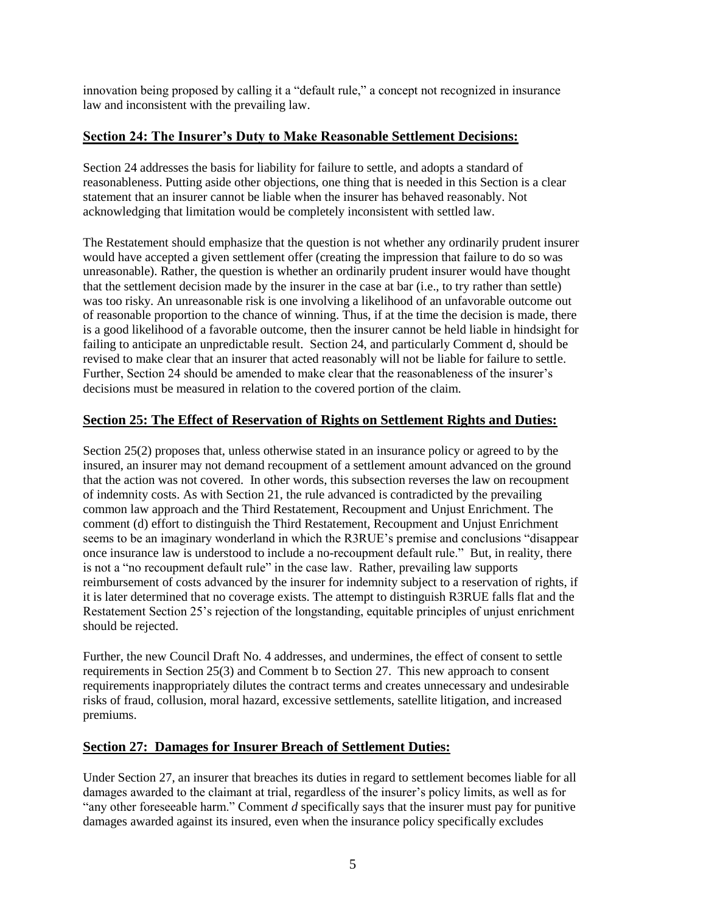innovation being proposed by calling it a "default rule," a concept not recognized in insurance law and inconsistent with the prevailing law.

## Section 24: The Insurer's Duty to Make Reasonable Settlement Decisions:

Section 24 addresses the basis for liability for failure to settle, and adopts a standard of reasonableness. Putting aside other objections, one thing that is needed in this Section is a clear statement that an insurer cannot be liable when the insurer has behaved reasonably. Not acknowledging that limitation would be completely inconsistent with settled law.

The Restatement should emphasize that the question is not whether any ordinarily prudent insurer would have accepted a given settlement offer (creating the impression that failure to do so was unreasonable). Rather, the question is whether an ordinarily prudent insurer would have thought that the settlement decision made by the insurer in the case at bar (i.e., to try rather than settle) was too risky. An unreasonable risk is one involving a likelihood of an unfavorable outcome out of reasonable proportion to the chance of winning. Thus, if at the time the decision is made, there is a good likelihood of a favorable outcome, then the insurer cannot be held liable in hindsight for failing to anticipate an unpredictable result. Section 24, and particularly Comment d, should be revised to make clear that an insurer that acted reasonably will not be liable for failure to settle. Further, Section 24 should be amended to make clear that the reasonableness of the insurer's decisions must be measured in relation to the covered portion of the claim.

## Section 25: The Effect of Reservation of Rights on Settlement Rights and Duties:

Section 25(2) proposes that, unless otherwise stated in an insurance policy or agreed to by the insured, an insurer may not demand recoupment of a settlement amount advanced on the ground that the action was not covered. In other words, this subsection reverses the law on recoupment of indemnity costs. As with Section 21, the rule advanced is contradicted by the prevailing common law approach and the Third Restatement, Recoupment and Unjust Enrichment. The comment (d) effort to distinguish the Third Restatement, Recoupment and Unjust Enrichment seems to be an imaginary wonderland in which the R3RUE's premise and conclusions "disappear once insurance law is understood to include a no-recoupment default rule." But, in reality, there is not a "no recoupment default rule" in the case law. Rather, prevailing law supports reimbursement of costs advanced by the insurer for indemnity subject to a reservation of rights, if it is later determined that no coverage exists. The attempt to distinguish R3RUE falls flat and the Restatement Section 25's rejection of the longstanding, equitable principles of unjust enrichment should be rejected.

Further, the new Council Draft No. 4 addresses, and undermines, the effect of consent to settle requirements in Section 25(3) and Comment b to Section 27. This new approach to consent requirements inappropriately dilutes the contract terms and creates unnecessary and undesirable risks of fraud, collusion, moral hazard, excessive settlements, satellite litigation, and increased premiums.

## Section 27: Damages for Insurer Breach of Settlement Duties:

Under Section 27, an insurer that breaches its duties in regard to settlement becomes liable for all damages awarded to the claimant at trial, regardless of the insurer's policy limits, as well as for "any other foreseeable harm." Comment *d* specifically says that the insurer must pay for punitive damages awarded against its insured, even when the insurance policy specifically excludes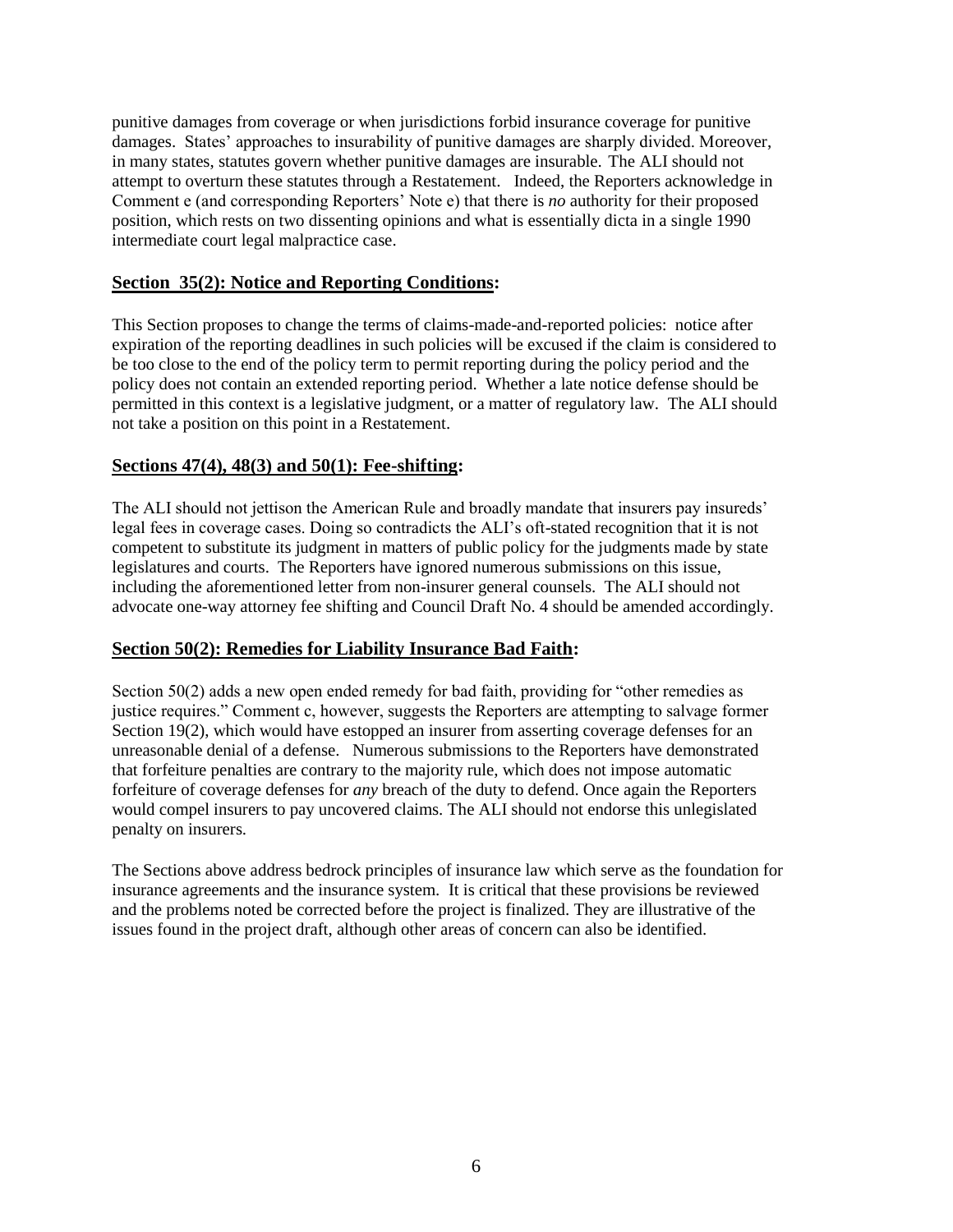punitive damages from coverage or when jurisdictions forbid insurance coverage for punitive damages. States' approaches to insurability of punitive damages are sharply divided. Moreover, in many states, statutes govern whether punitive damages are insurable. The ALI should not attempt to overturn these statutes through a Restatement. Indeed, the Reporters acknowledge in Comment e (and corresponding Reporters' Note e) that there is *no* authority for their proposed position, which rests on two dissenting opinions and what is essentially dicta in a single 1990 intermediate court legal malpractice case.

## **Section 35(2): Notice and Reporting Conditions:**

This Section proposes to change the terms of claims-made-and-reported policies: notice after expiration of the reporting deadlines in such policies will be excused if the claim is considered to be too close to the end of the policy term to permit reporting during the policy period and the policy does not contain an extended reporting period. Whether a late notice defense should be permitted in this context is a legislative judgment, or a matter of regulatory law. The ALI should not take a position on this point in a Restatement.

## **Sections 47(4), 48(3) and 50(1): Fee-shifting:**

The ALI should not jettison the American Rule and broadly mandate that insurers pay insureds' legal fees in coverage cases. Doing so contradicts the ALI's oft-stated recognition that it is not competent to substitute its judgment in matters of public policy for the judgments made by state legislatures and courts. The Reporters have ignored numerous submissions on this issue, including the aforementioned letter from non-insurer general counsels. The ALI should not advocate one-way attorney fee shifting and Council Draft No. 4 should be amended accordingly.

## **Section 50(2): Remedies for Liability Insurance Bad Faith:**

Section 50(2) adds a new open ended remedy for bad faith, providing for "other remedies as justice requires." Comment c, however, suggests the Reporters are attempting to salvage former Section 19(2), which would have estopped an insurer from asserting coverage defenses for an unreasonable denial of a defense. Numerous submissions to the Reporters have demonstrated that forfeiture penalties are contrary to the majority rule, which does not impose automatic forfeiture of coverage defenses for *any* breach of the duty to defend. Once again the Reporters would compel insurers to pay uncovered claims. The ALI should not endorse this unlegislated penalty on insurers.

The Sections above address bedrock principles of insurance law which serve as the foundation for insurance agreements and the insurance system. It is critical that these provisions be reviewed and the problems noted be corrected before the project is finalized. They are illustrative of the issues found in the project draft, although other areas of concern can also be identified.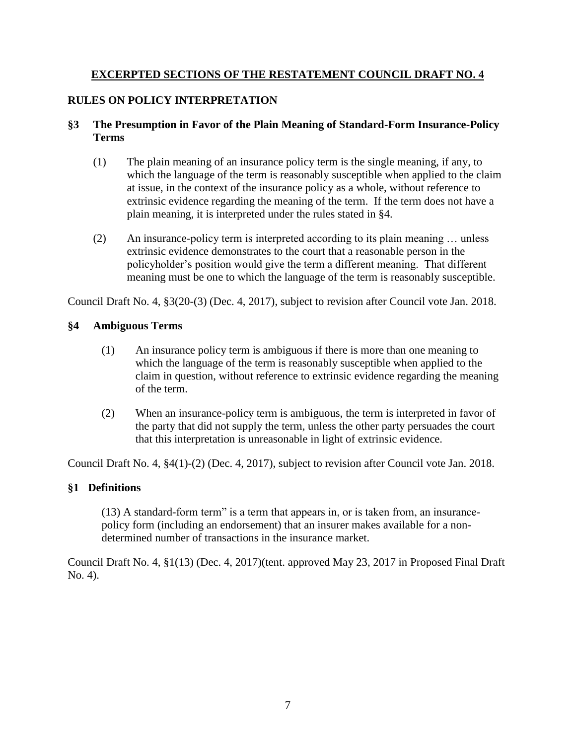## **EXCERPTED SECTIONS OF THE RESTATEMENT COUNCIL DRAFT NO. 4**

### RULES ON POLICY INTERPRETATION

### §3 The Presumption in Favor of the Plain Meaning of Standard-Form Insurance-Policy Terms

(1) The plain meaning of an insurance policy term is the single meaning, if any, to which the language of the term is reasonably susceptible when applied to the claim at issue, in the context of the insurance policy as a whole, without reference to extrinsic evidence regarding the meaning of the term. If the term does not have a plain meaning, it is interpreted under the rules stated in §4.

(2) An insurance-policy term is interpreted according to its plain meaning … unless extrinsic evidence demonstrates to the court that a reasonable person in the policyholder's position would give the term a different meaning. That different meaning must be one to which the language of the term is reasonably susceptible.

Council Draft No. 4, §3(20-(3) (Dec. 4, 2017), subject to revision after Council vote Jan. 2018.

### §4 Ambiguous Terms

(1) An insurance policy term is ambiguous if there is more than one meaning to which the language of the term is reasonably susceptible when applied to the claim in question, without reference to extrinsic evidence regarding the meaning of the term.

(2) When an insurance-policy term is ambiguous, the term is interpreted in favor of the party that did not supply the term, unless the other party persuades the court that this interpretation is unreasonable in light of extrinsic evidence.

Council Draft No. 4, §4(1)-(2) (Dec. 4, 2017), subject to revision after Council vote Jan. 2018.

### §1 Definitions

(13) A standard-form term" is a term that appears in, or is taken from, an insurance-policy form (including an endorsement) that an insurer makes available for a non-determined number of transactions in the insurance market.

Council Draft No. 4, §1(13) (Dec. 4, 2017)(tent. approved May 23, 2017 in Proposed Final Draft No. 4).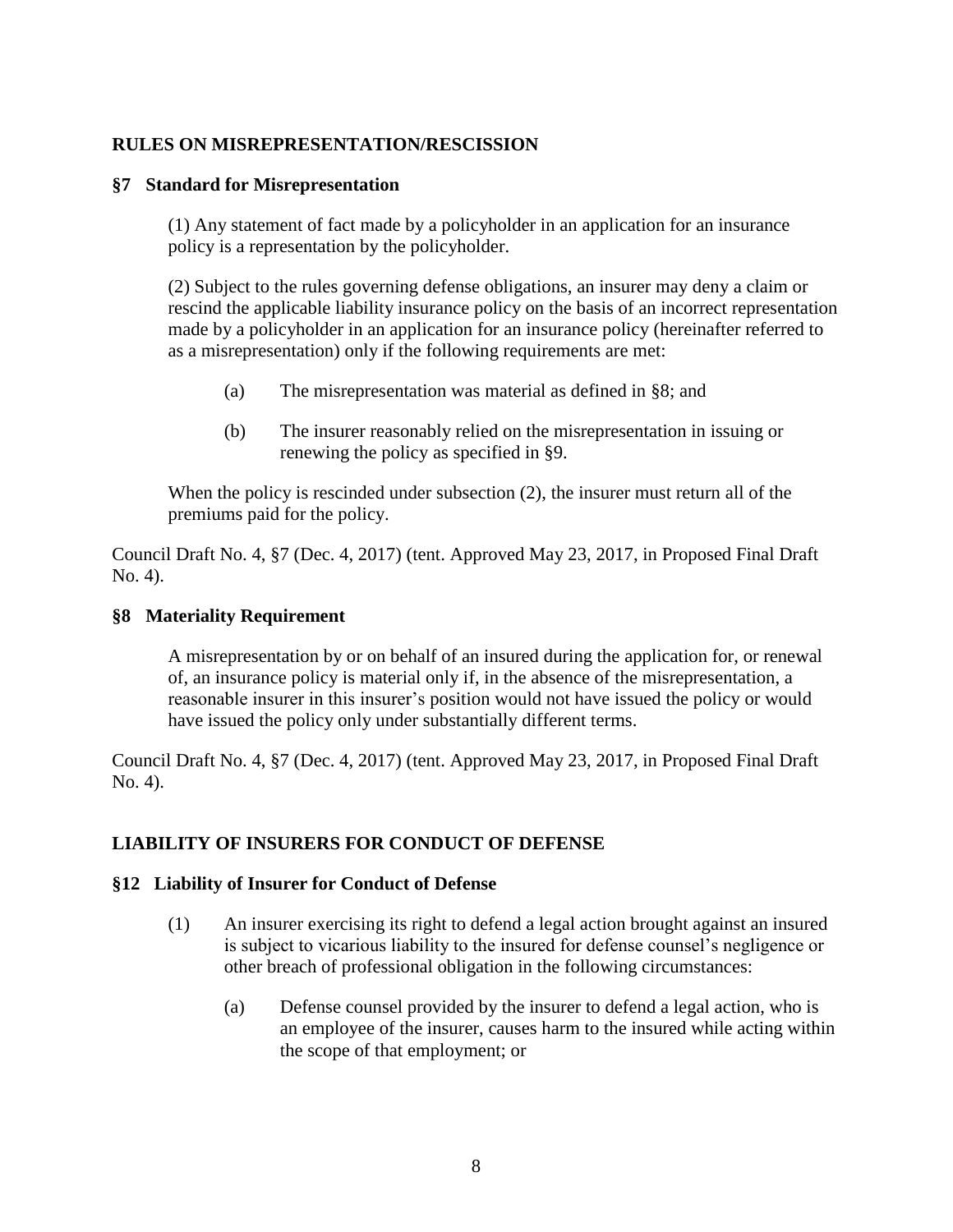## RULES ON MISREPRESENTATION/RESCISSION

### §7 Standard for Misrepresentation

(1) Any statement of fact made by a policyholder in an application for an insurance policy is a representation by the policyholder.

(2) Subject to the rules governing defense obligations, an insurer may deny a claim or rescind the applicable liability insurance policy on the basis of an incorrect representation made by a policyholder in an application for an insurance policy (hereinafter referred to as a misrepresentation) only if the following requirements are met:

(a) The misrepresentation was material as defined in §8; and

(b) The insurer reasonably relied on the misrepresentation in issuing or renewing the policy as specified in §9.

When the policy is rescinded under subsection (2), the insurer must return all of the premiums paid for the policy.

Council Draft No. 4, §7 (Dec. 4, 2017) (tent. Approved May 23, 2017, in Proposed Final Draft No. 4).

### §8 Materiality Requirement

A misrepresentation by or on behalf of an insured during the application for, or renewal of, an insurance policy is material only if, in the absence of the misrepresentation, a reasonable insurer in this insurer's position would not have issued the policy or would have issued the policy only under substantially different terms.

Council Draft No. 4, §7 (Dec. 4, 2017) (tent. Approved May 23, 2017, in Proposed Final Draft No. 4).

## LIABILITY OF INSURERS FOR CONDUCT OF DEFENSE

### §12 Liability of Insurer for Conduct of Defense

(1) An insurer exercising its right to defend a legal action brought against an insured is subject to vicarious liability to the insured for defense counsel's negligence or other breach of professional obligation in the following circumstances:

(a) Defense counsel provided by the insurer to defend a legal action, who is an employee of the insurer, causes harm to the insured while acting within the scope of that employment; or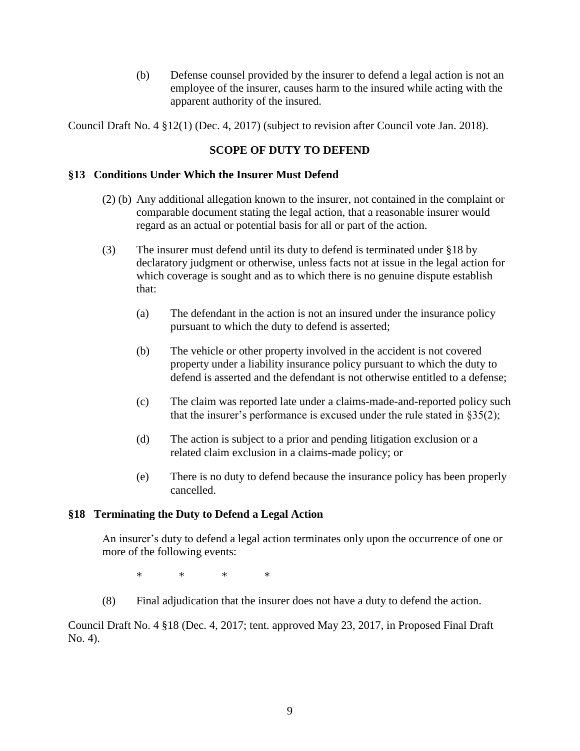(b) Defense counsel provided by the insurer to defend a legal action is not an employee of the insurer, causes harm to the insured while acting with the apparent authority of the insured.

Council Draft No. 4 §12(1) (Dec. 4, 2017) (subject to revision after Council vote Jan. 2018).

## SCOPE OF DUTY TO DEFEND

### §13 Conditions Under Which the Insurer Must Defend

(2) (b) Any additional allegation known to the insurer, not contained in the complaint or comparable document stating the legal action, that a reasonable insurer would regard as an actual or potential basis for all or part of the action.

(3) The insurer must defend until its duty to defend is terminated under §18 by declaratory judgment or otherwise, unless facts not at issue in the legal action for which coverage is sought and as to which there is no genuine dispute establish that:

(a) The defendant in the action is not an insured under the insurance policy pursuant to which the duty to defend is asserted;

(b) The vehicle or other property involved in the accident is not covered property under a liability insurance policy pursuant to which the duty to defend is asserted and the defendant is not otherwise entitled to a defense;

(c) The claim was reported late under a claims-made-and-reported policy such that the insurer's performance is excused under the rule stated in §35(2);

(d) The action is subject to a prior and pending litigation exclusion or a related claim exclusion in a claims-made policy; or

(e) There is no duty to defend because the insurance policy has been properly cancelled.

### §18 Terminating the Duty to Defend a Legal Action

An insurer's duty to defend a legal action terminates only upon the occurrence of one or more of the following events:

\* \* \* \*

(8) Final adjudication that the insurer does not have a duty to defend the action.

Council Draft No. 4 §18 (Dec. 4, 2017; tent. approved May 23, 2017, in Proposed Final Draft No. 4).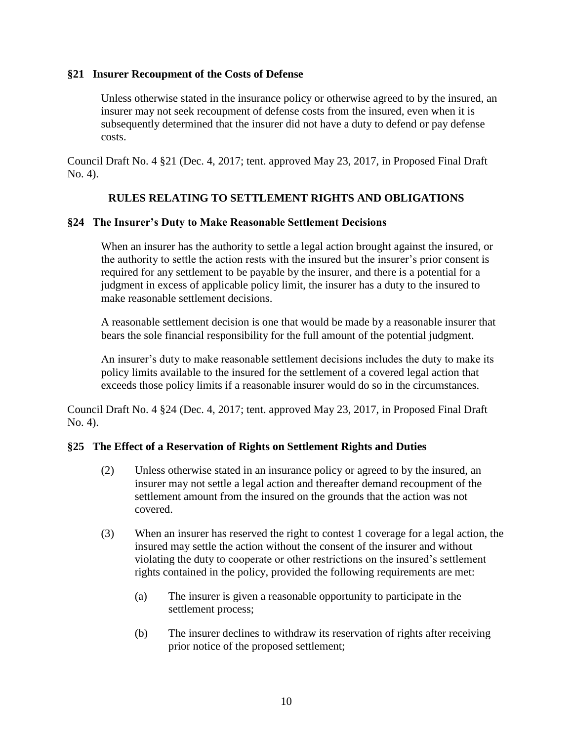### §21 Insurer Recoupment of the Costs of Defense

Unless otherwise stated in the insurance policy or otherwise agreed to by the insured, an insurer may not seek recoupment of defense costs from the insured, even when it is subsequently determined that the insurer did not have a duty to defend or pay defense costs.

Council Draft No. 4 §21 (Dec. 4, 2017; tent. approved May 23, 2017, in Proposed Final Draft No. 4).

## RULES RELATING TO SETTLEMENT RIGHTS AND OBLIGATIONS

### §24 The Insurer's Duty to Make Reasonable Settlement Decisions

When an insurer has the authority to settle a legal action brought against the insured, or the authority to settle the action rests with the insured but the insurer's prior consent is required for any settlement to be payable by the insurer, and there is a potential for a judgment in excess of applicable policy limit, the insurer has a duty to the insured to make reasonable settlement decisions.

A reasonable settlement decision is one that would be made by a reasonable insurer that bears the sole financial responsibility for the full amount of the potential judgment.

An insurer's duty to make reasonable settlement decisions includes the duty to make its policy limits available to the insured for the settlement of a covered legal action that exceeds those policy limits if a reasonable insurer would do so in the circumstances.

Council Draft No. 4 §24 (Dec. 4, 2017; tent. approved May 23, 2017, in Proposed Final Draft No. 4).

### §25 The Effect of a Reservation of Rights on Settlement Rights and Duties

(2) Unless otherwise stated in an insurance policy or agreed to by the insured, an insurer may not settle a legal action and thereafter demand recoupment of the settlement amount from the insured on the grounds that the action was not covered.

(3) When an insurer has reserved the right to contest 1 coverage for a legal action, the insured may settle the action without the consent of the insurer and without violating the duty to cooperate or other restrictions on the insured's settlement rights contained in the policy, provided the following requirements are met:

- (a) The insurer is given a reasonable opportunity to participate in the settlement process;
- (b) The insurer declines to withdraw its reservation of rights after receiving prior notice of the proposed settlement;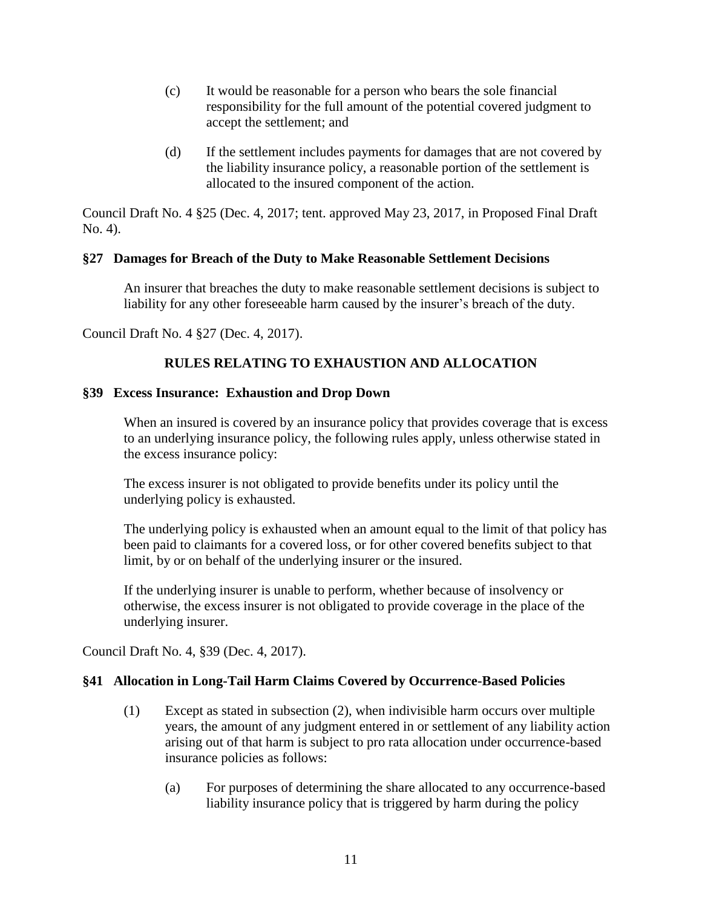(c) It would be reasonable for a person who bears the sole financial responsibility for the full amount of the potential covered judgment to accept the settlement; and

(d) If the settlement includes payments for damages that are not covered by the liability insurance policy, a reasonable portion of the settlement is allocated to the insured component of the action.

Council Draft No. 4 §25 (Dec. 4, 2017; tent. approved May 23, 2017, in Proposed Final Draft No. 4).

### §27 Damages for Breach of the Duty to Make Reasonable Settlement Decisions

An insurer that breaches the duty to make reasonable settlement decisions is subject to liability for any other foreseeable harm caused by the insurer's breach of the duty.

Council Draft No. 4 §27 (Dec. 4, 2017).

## RULES RELATING TO EXHAUSTION AND ALLOCATION

### §39 Excess Insurance: Exhaustion and Drop Down

When an insured is covered by an insurance policy that provides coverage that is excess to an underlying insurance policy, the following rules apply, unless otherwise stated in the excess insurance policy:

The excess insurer is not obligated to provide benefits under its policy until the underlying policy is exhausted.

The underlying policy is exhausted when an amount equal to the limit of that policy has been paid to claimants for a covered loss, or for other covered benefits subject to that limit, by or on behalf of the underlying insurer or the insured.

If the underlying insurer is unable to perform, whether because of insolvency or otherwise, the excess insurer is not obligated to provide coverage in the place of the underlying insurer.

Council Draft No. 4, §39 (Dec. 4, 2017).

### §41 Allocation in Long-Tail Harm Claims Covered by Occurrence-Based Policies

(1) Except as stated in subsection (2), when indivisible harm occurs over multiple years, the amount of any judgment entered in or settlement of any liability action arising out of that harm is subject to pro rata allocation under occurrence-based insurance policies as follows:

(a) For purposes of determining the share allocated to any occurrence-based liability insurance policy that is triggered by harm during the policy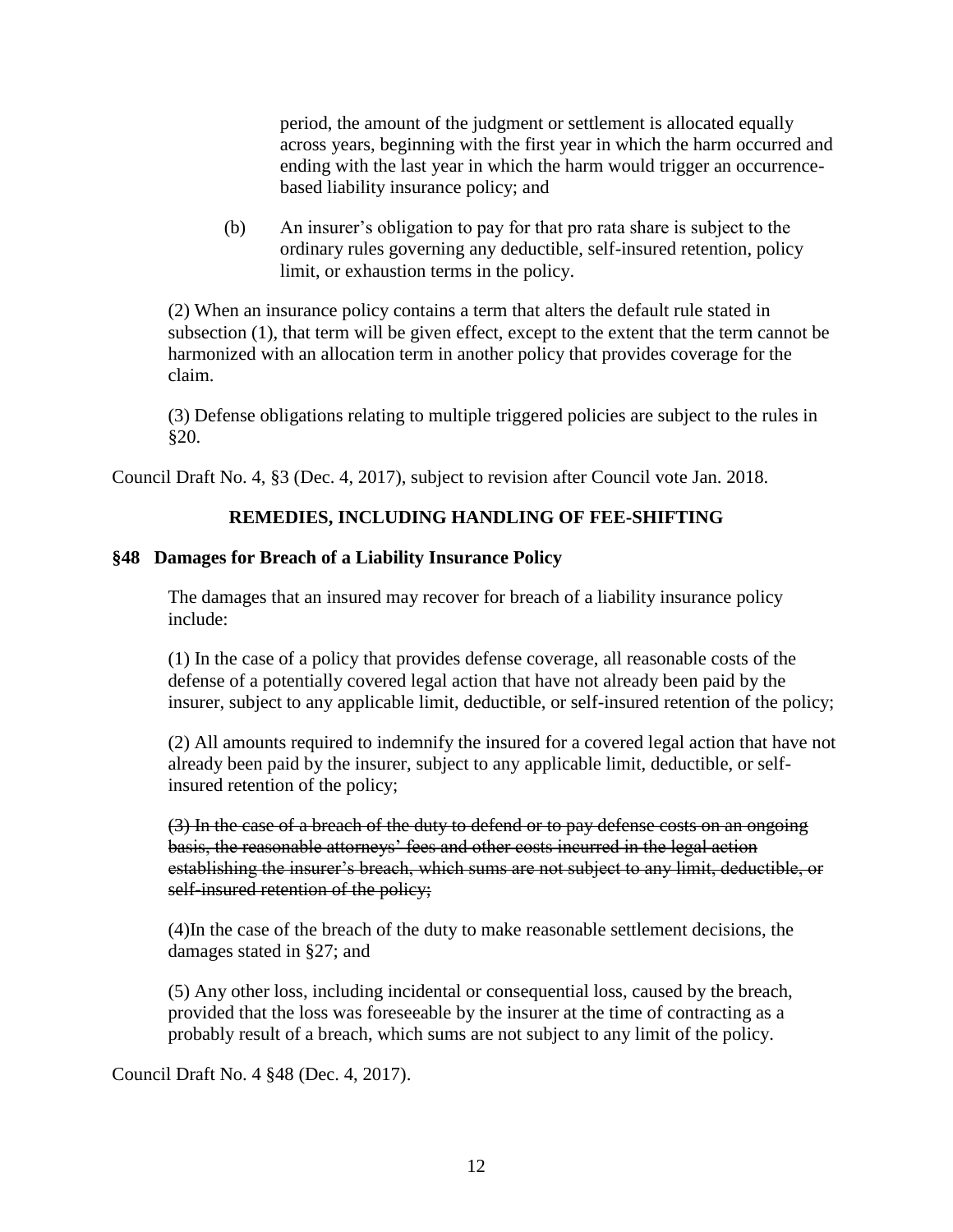period, the amount of the judgment or settlement is allocated equally across years, beginning with the first year in which the harm occurred and ending with the last year in which the harm would trigger an occurrence-based liability insurance policy; and

(b) An insurer's obligation to pay for that pro rata share is subject to the ordinary rules governing any deductible, self-insured retention, policy limit, or exhaustion terms in the policy.

(2) When an insurance policy contains a term that alters the default rule stated in subsection (1), that term will be given effect, except to the extent that the term cannot be harmonized with an allocation term in another policy that provides coverage for the claim.

(3) Defense obligations relating to multiple triggered policies are subject to the rules in §20.

Council Draft No. 4, §3 (Dec. 4, 2017), subject to revision after Council vote Jan. 2018.

## REMEDIES, INCLUDING HANDLING OF FEE-SHIFTING

### §48 Damages for Breach of a Liability Insurance Policy

The damages that an insured may recover for breach of a liability insurance policy include:

(1) In the case of a policy that provides defense coverage, all reasonable costs of the defense of a potentially covered legal action that have not already been paid by the insurer, subject to any applicable limit, deductible, or self-insured retention of the policy;

(2) All amounts required to indemnify the insured for a covered legal action that have not already been paid by the insurer, subject to any applicable limit, deductible, or self-insured retention of the policy;

~~(3) In the case of a breach of the duty to defend or to pay defense costs on an ongoing basis, the reasonable attorneys' fees and other costs incurred in the legal action establishing the insurer's breach, which sums are not subject to any limit, deductible, or self-insured retention of the policy;~~

(4)In the case of the breach of the duty to make reasonable settlement decisions, the damages stated in §27; and

(5) Any other loss, including incidental or consequential loss, caused by the breach, provided that the loss was foreseeable by the insurer at the time of contracting as a probably result of a breach, which sums are not subject to any limit of the policy.

Council Draft No. 4 §48 (Dec. 4, 2017).